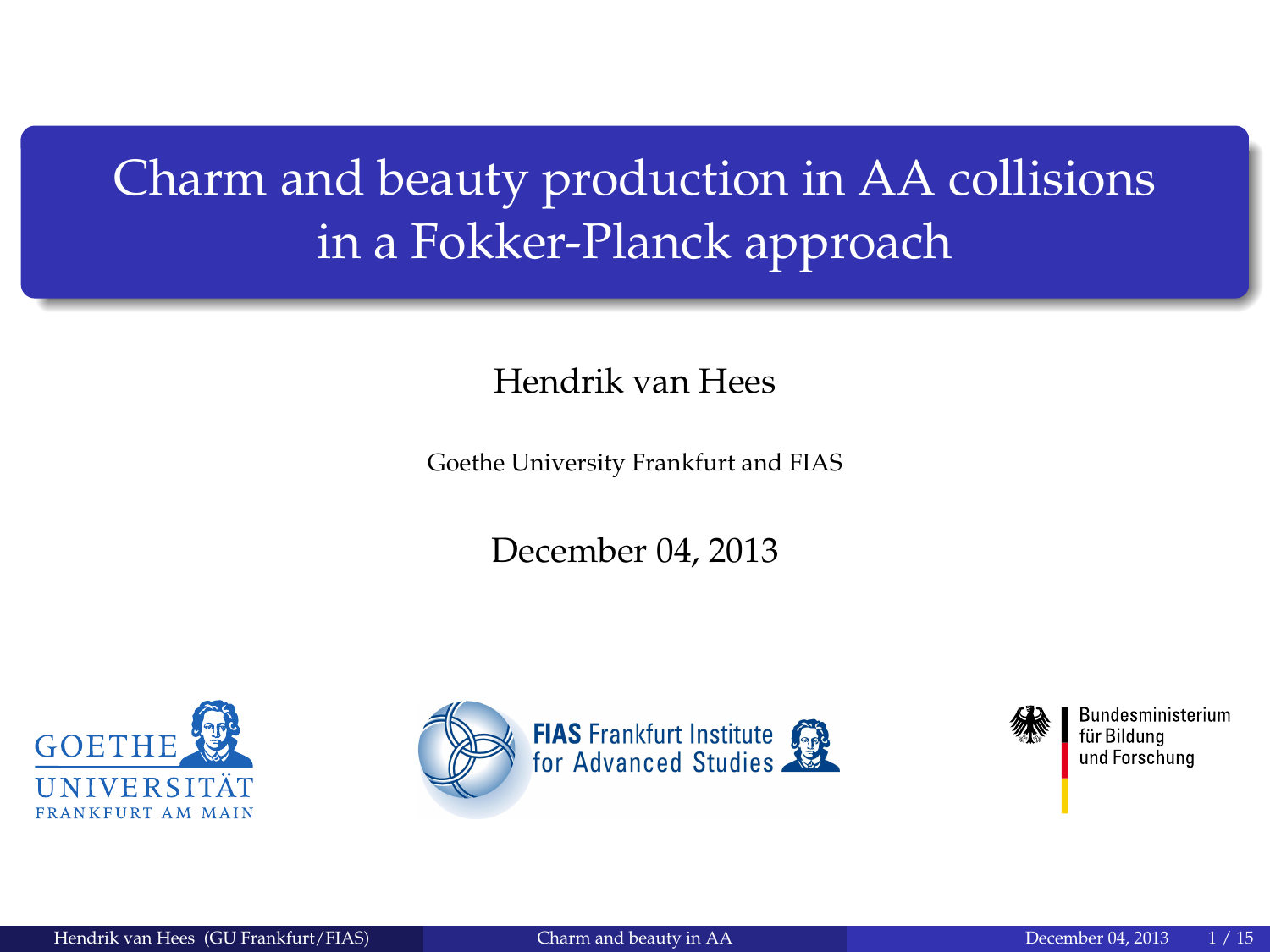# Charm and beauty production in AA collisions in a Fokker-Planck approach

Hendrik van Hees

Goethe University Frankfurt and FIAS

December 04, 2013

GOETHE UNIVERSITÄT FRANKFURT AM MAIN

FIAS Frankfurt Institute for Advanced Studies

Bundesministerium für Bildung und Forschung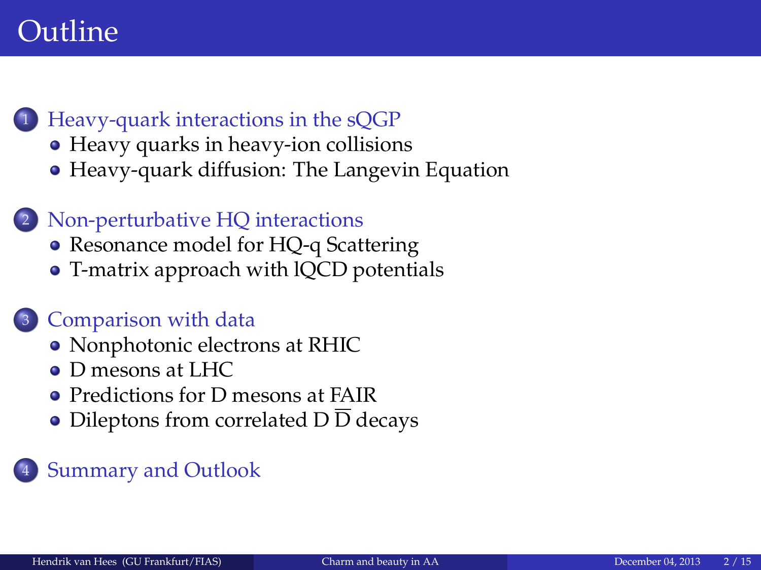# Outline

1. Heavy-quark interactions in the sQGP
   - Heavy quarks in heavy-ion collisions
   - Heavy-quark diffusion: The Langevin Equation
2. Non-perturbative HQ interactions
   - Resonance model for HQ-q Scattering
   - T-matrix approach with lQCD potentials
3. Comparison with data
   - Nonphotonic electrons at RHIC
   - D mesons at LHC
   - Predictions for D mesons at FAIR
   - Dileptons from correlated D $\overline{\text{D}}$ decays
4. Summary and Outlook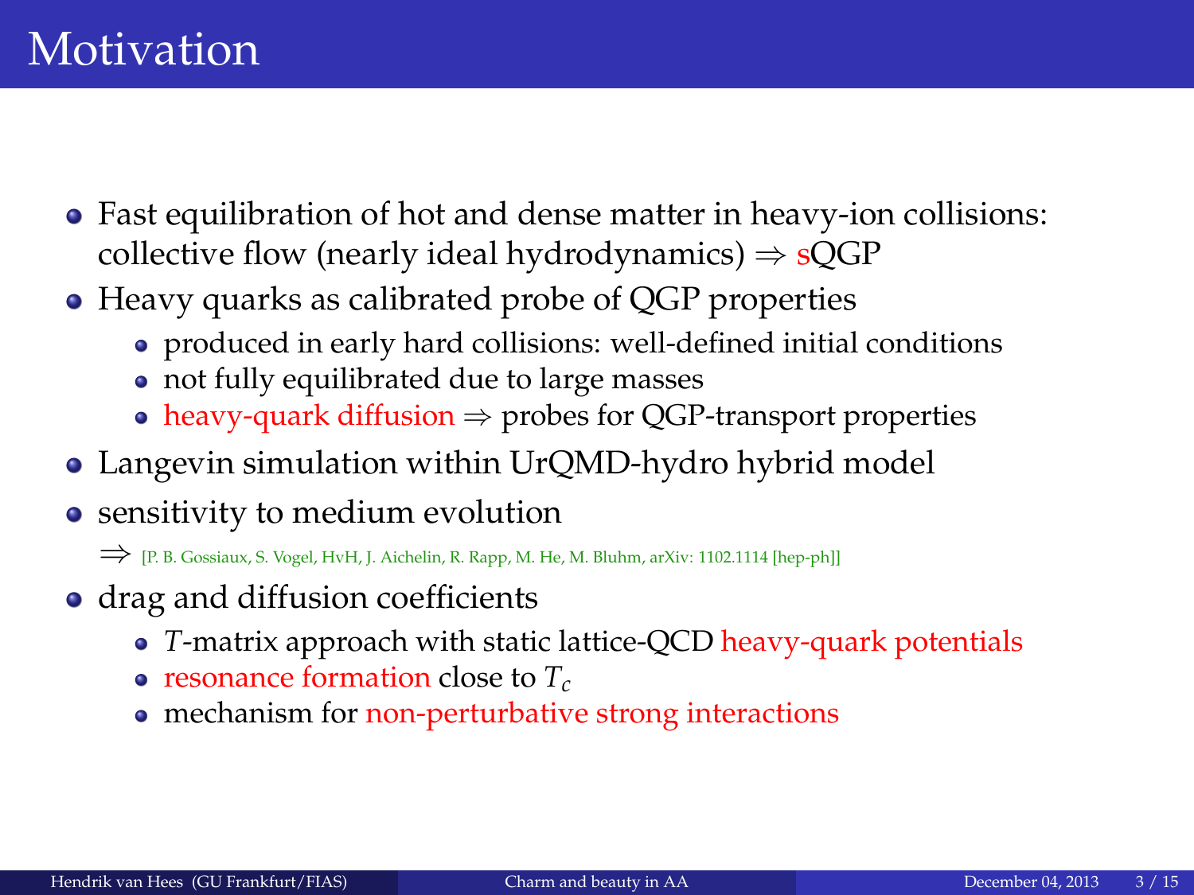# Motivation

- Fast equilibration of hot and dense matter in heavy-ion collisions: collective flow (nearly ideal hydrodynamics) $\Rightarrow$ sQGP
- Heavy quarks as calibrated probe of QGP properties
  - produced in early hard collisions: well-defined initial conditions
  - not fully equilibrated due to large masses
  - heavy-quark diffusion $\Rightarrow$ probes for QGP-transport properties
- Langevin simulation within UrQMD-hydro hybrid model
- sensitivity to medium evolution

  $\Longrightarrow$ [P. B. Gossiaux, S. Vogel, HvH, J. Aichelin, R. Rapp, M. He, M. Bluhm, arXiv: 1102.1114 [hep-ph]]
- drag and diffusion coefficients
  - $T$-matrix approach with static lattice-QCD heavy-quark potentials
  - resonance formation close to $T_c$
  - mechanism for non-perturbative strong interactions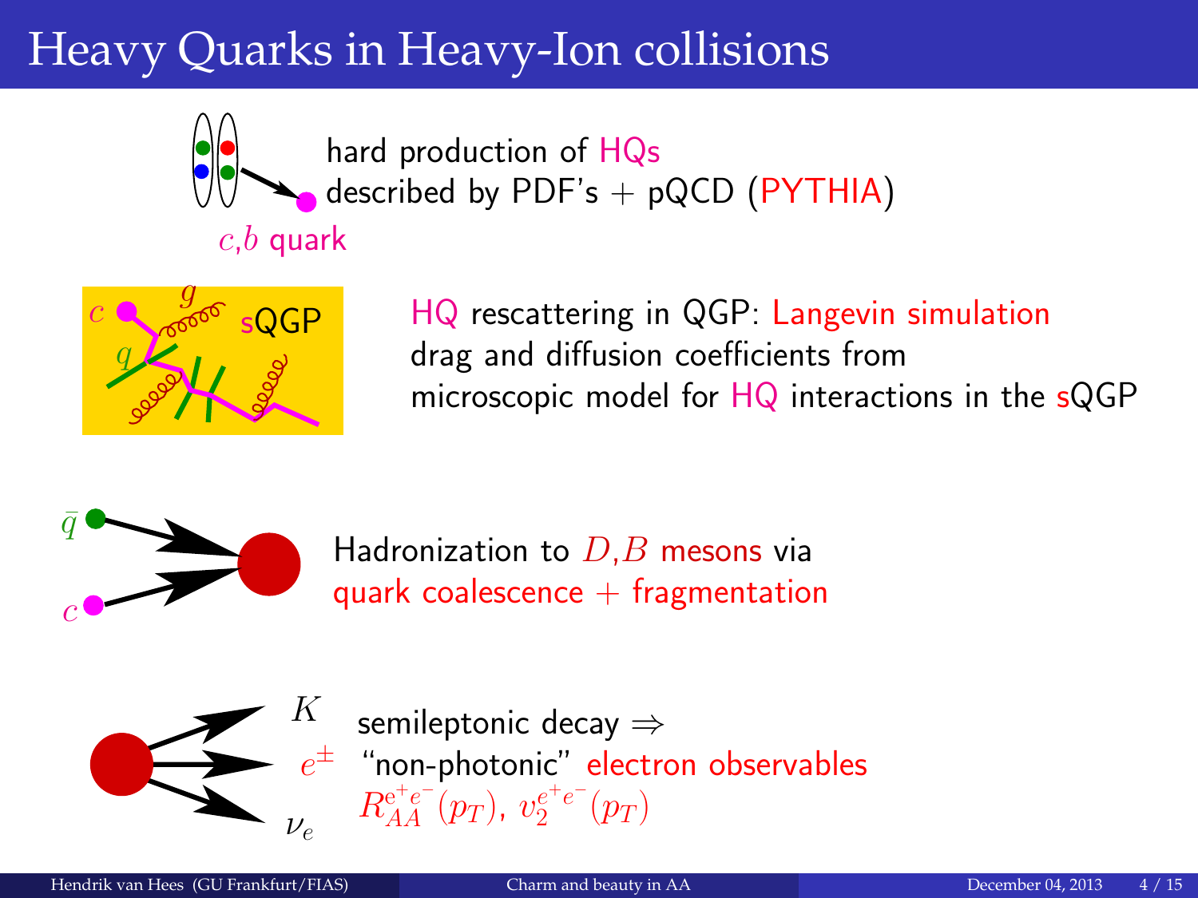# Heavy Quarks in Heavy-Ion collisions

$c$,$b$ quark

hard production of HQs
described by PDF's + pQCD (PYTHIA)

HQ rescattering in QGP: Langevin simulation
drag and diffusion coefficients from
microscopic model for HQ interactions in the sQGP

Hadronization to $D$,$B$ mesons via
quark coalescence + fragmentation

semileptonic decay ⇒
"non-photonic" electron observables
$R_{AA}^{e^+e^-}(p_T)$, $v_2^{e^+e^-}(p_T)$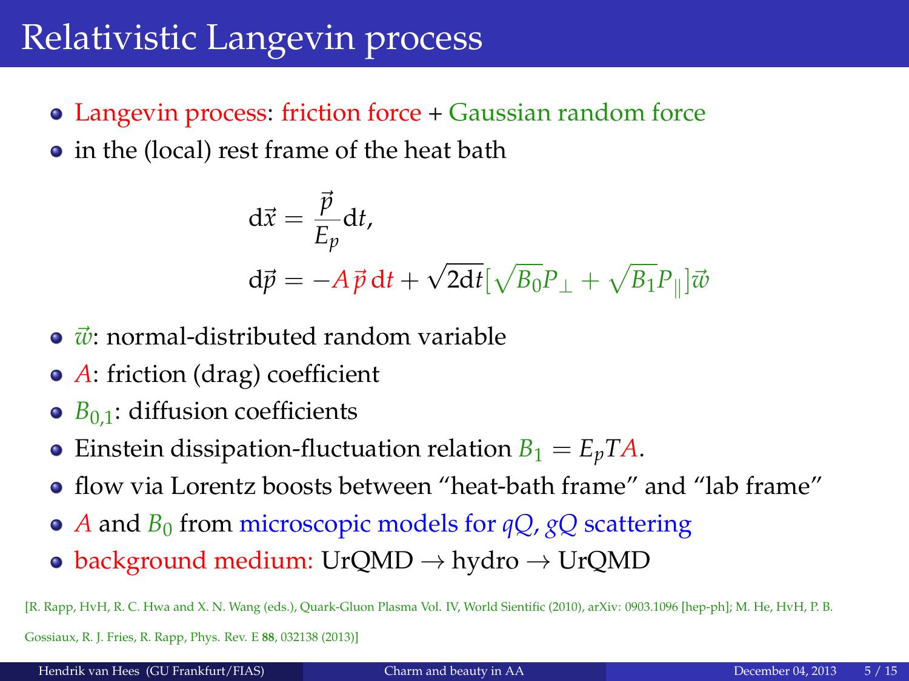# Relativistic Langevin process

- Langevin process: friction force + Gaussian random force
- in the (local) rest frame of the heat bath

$$
\begin{aligned}
\mathrm{d}\vec{x} &= \frac{\vec{p}}{E_p}\mathrm{d}t, \\
\mathrm{d}\vec{p} &= -A\,\vec{p}\,\mathrm{d}t + \sqrt{2\mathrm{d}t}[\sqrt{B_0}P_\perp + \sqrt{B_1}P_\parallel]\vec{w}
\end{aligned}
$$

- $\vec{w}$: normal-distributed random variable
- $A$: friction (drag) coefficient
- $B_{0,1}$: diffusion coefficients
- Einstein dissipation-fluctuation relation $B_1 = E_p T A$.
- flow via Lorentz boosts between "heat-bath frame" and "lab frame"
- $A$ and $B_0$ from microscopic models for $qQ$, $gQ$ scattering
- background medium: UrQMD → hydro → UrQMD

[R. Rapp, HvH, R. C. Hwa and X. N. Wang (eds.), Quark-Gluon Plasma Vol. IV, World Sientific (2010), arXiv: 0903.1096 [hep-ph]; M. He, HvH, P. B. Gossiaux, R. J. Fries, R. Rapp, Phys. Rev. E **88**, 032138 (2013)]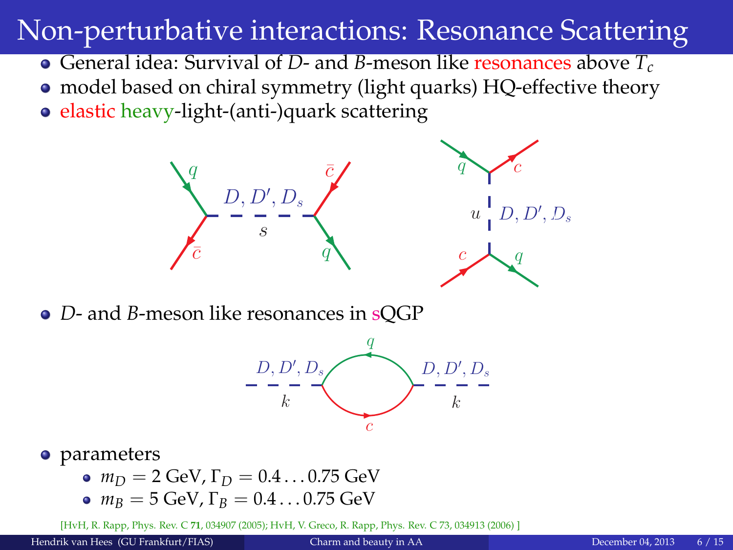# Non-perturbative interactions: Resonance Scattering

- General idea: Survival of $D$- and $B$-meson like resonances above $T_c$
- model based on chiral symmetry (light quarks) HQ-effective theory
- elastic heavy-light-(anti-)quark scattering
- $D$- and $B$-meson like resonances in sQGP
- parameters
  - $m_D = 2$ GeV, $\Gamma_D = 0.4 \ldots 0.75$ GeV
  - $m_B = 5$ GeV, $\Gamma_B = 0.4 \ldots 0.75$ GeV

[HvH, R. Rapp, Phys. Rev. C **71**, 034907 (2005); HvH, V. Greco, R. Rapp, Phys. Rev. C 73, 034913 (2006) ]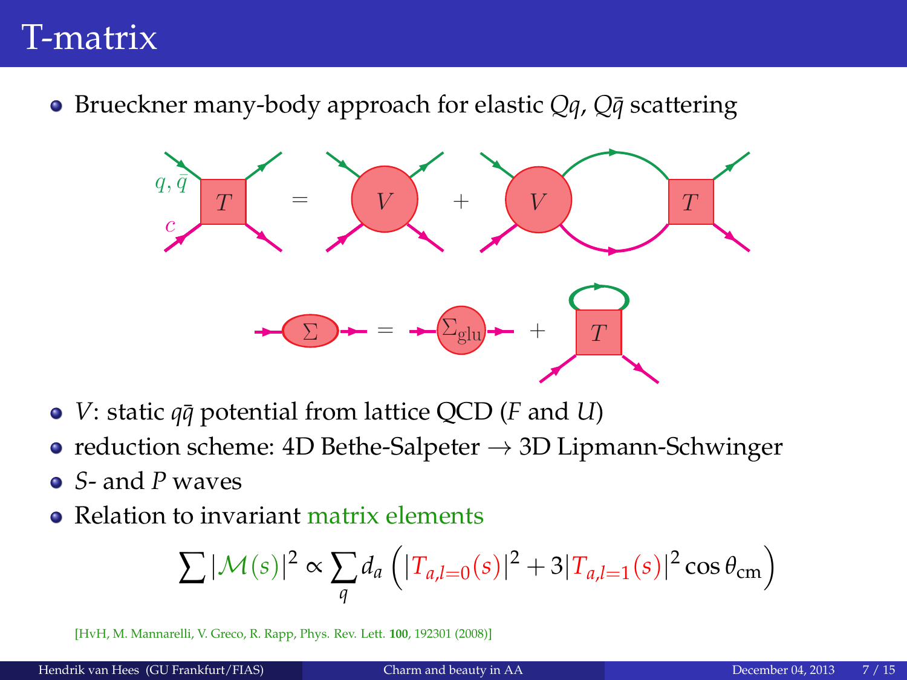# T-matrix

- Brueckner many-body approach for elastic $Qq$, $Q\bar{q}$ scattering

- $V$: static $q\bar{q}$ potential from lattice QCD ($F$ and $U$)
- reduction scheme: 4D Bethe-Salpeter $\rightarrow$ 3D Lipmann-Schwinger
- $S$- and $P$ waves
- Relation to invariant matrix elements

$$\sum |\mathcal{M}(s)|^2 \propto \sum_q d_a \left( |T_{a,l=0}(s)|^2 + 3|T_{a,l=1}(s)|^2 \cos\theta_{\text{cm}} \right)$$

[HvH, M. Mannarelli, V. Greco, R. Rapp, Phys. Rev. Lett. **100**, 192301 (2008)]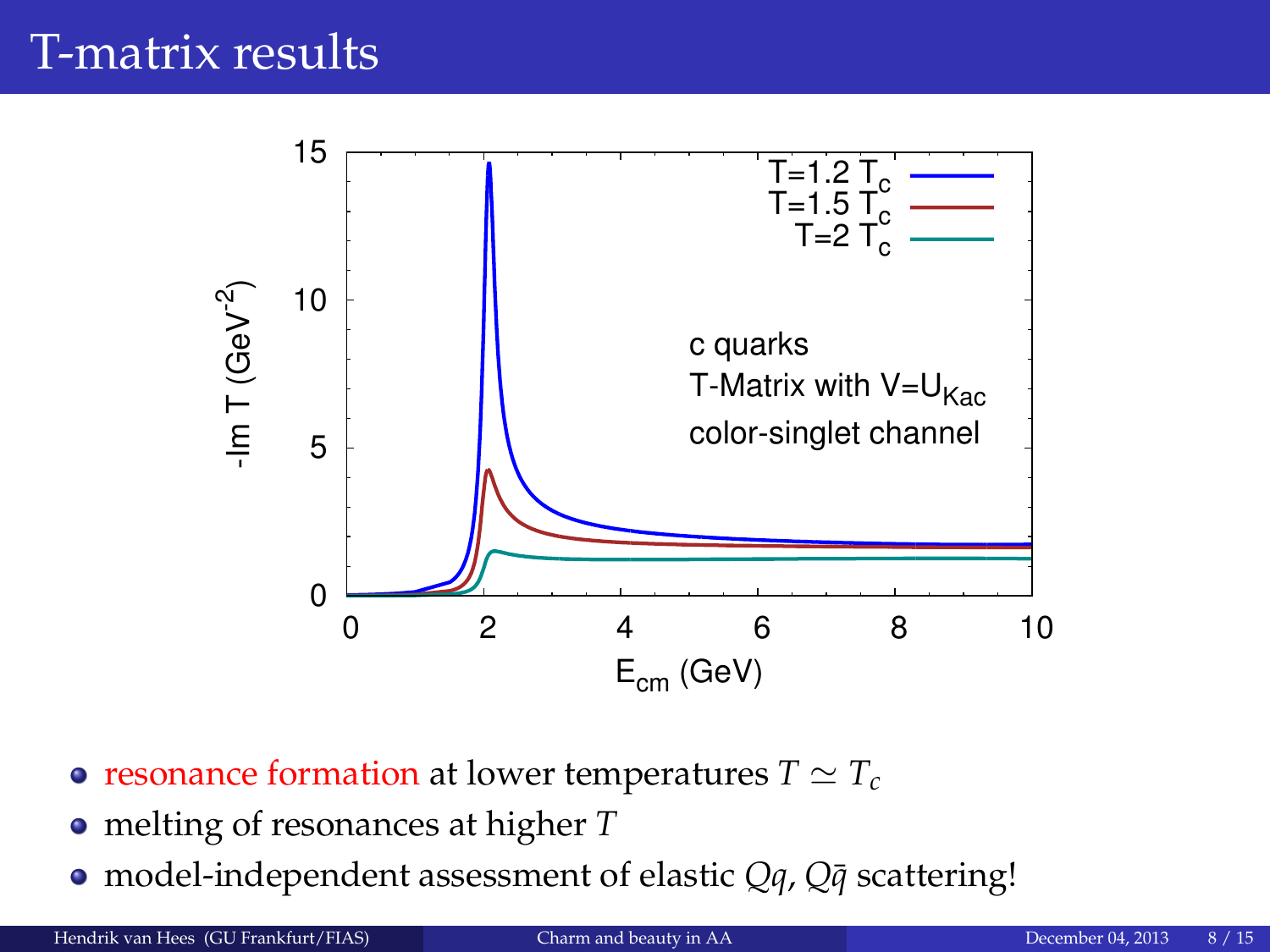# T-matrix results

- resonance formation at lower temperatures $T \simeq T_c$
- melting of resonances at higher $T$
- model-independent assessment of elastic $Qq$, $Q\bar{q}$ scattering!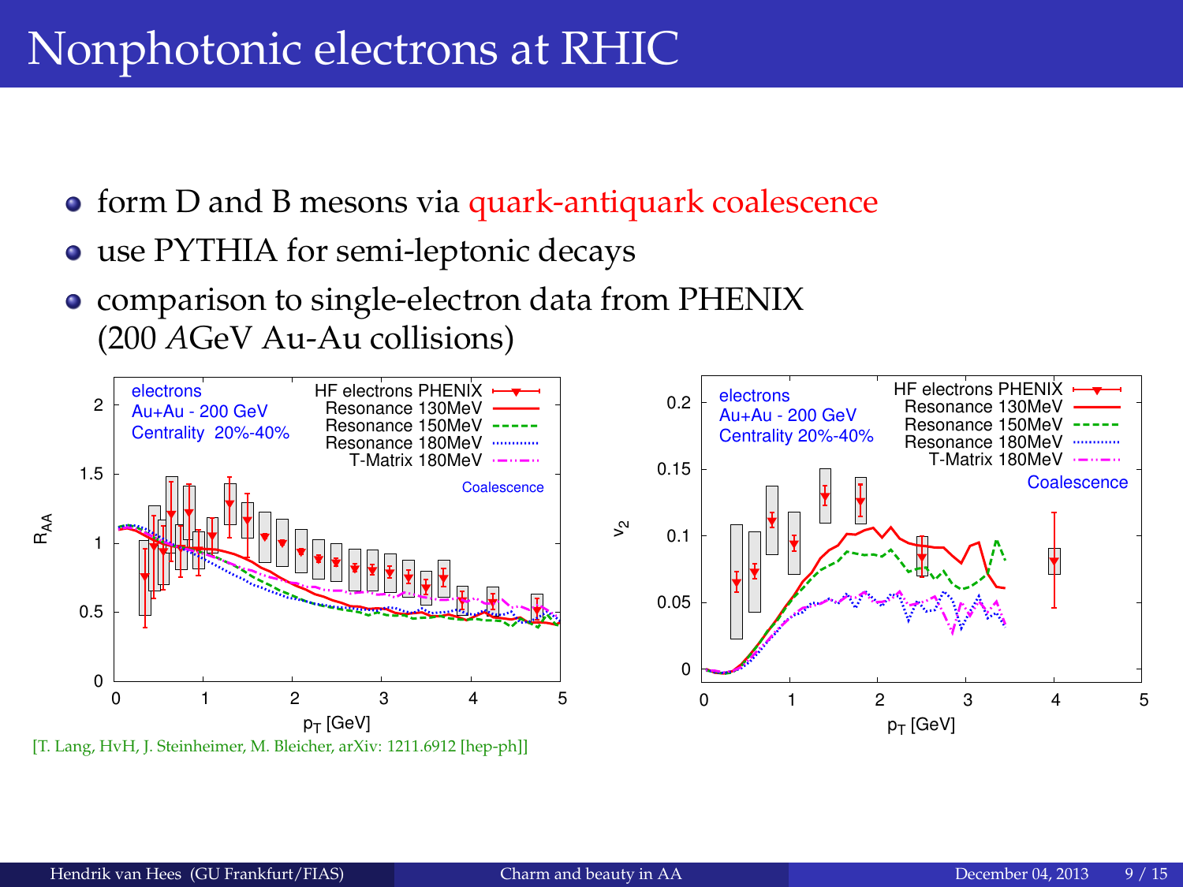# Nonphotonic electrons at RHIC

- form D and B mesons via quark-antiquark coalescence
- use PYTHIA for semi-leptonic decays
- comparison to single-electron data from PHENIX (200 *A*GeV Au-Au collisions)

[T. Lang, HvH, J. Steinheimer, M. Bleicher, arXiv: 1211.6912 [hep-ph]]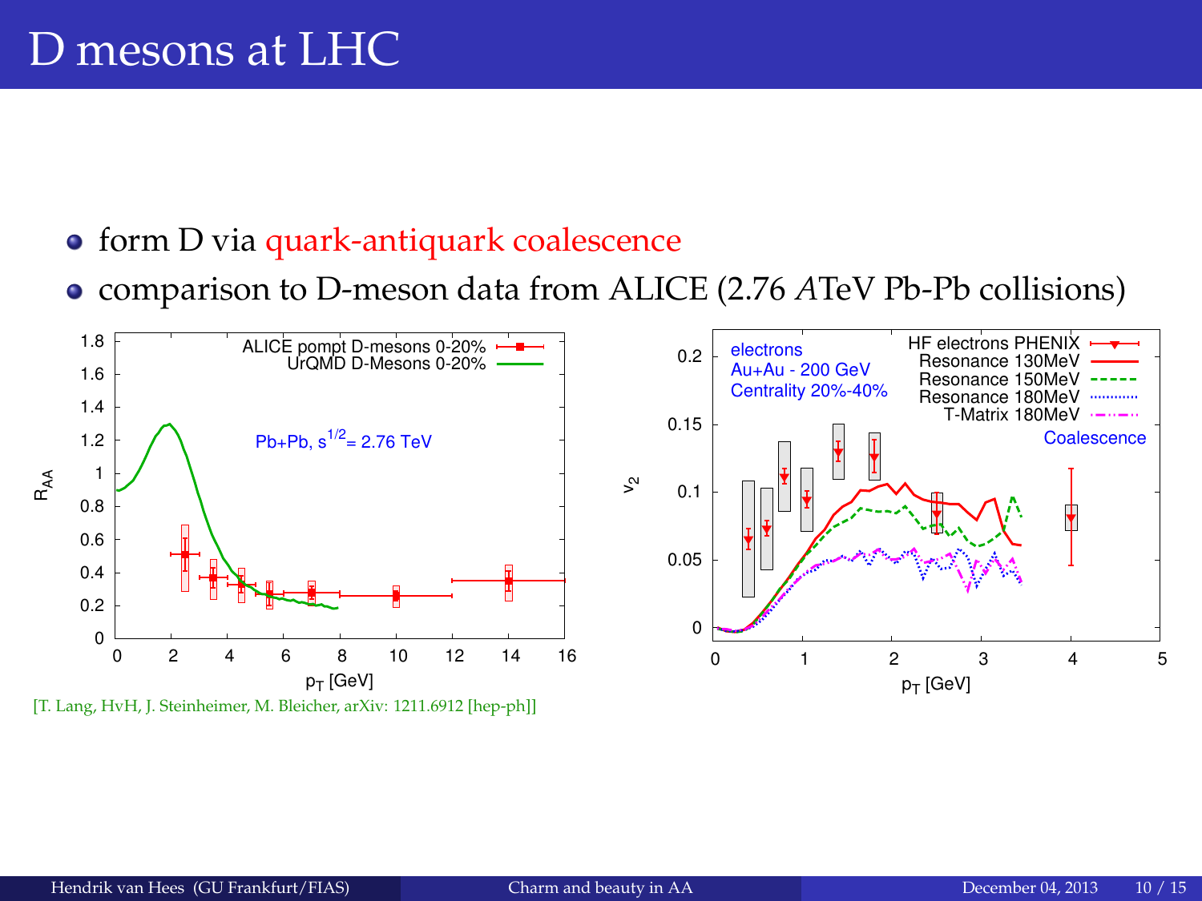# D mesons at LHC

- form D via quark-antiquark coalescence
- comparison to D-meson data from ALICE (2.76 *A*TeV Pb-Pb collisions)

[T. Lang, HvH, J. Steinheimer, M. Bleicher, arXiv: 1211.6912 [hep-ph]]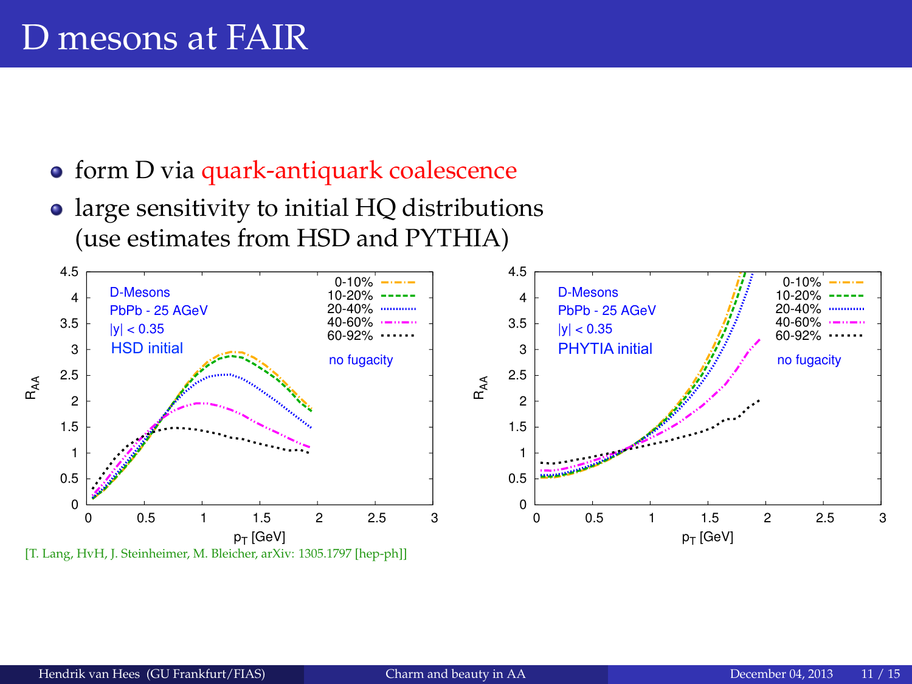# D mesons at FAIR

- form D via quark-antiquark coalescence
- large sensitivity to initial HQ distributions (use estimates from HSD and PYTHIA)

[T. Lang, HvH, J. Steinheimer, M. Bleicher, arXiv: 1305.1797 [hep-ph]]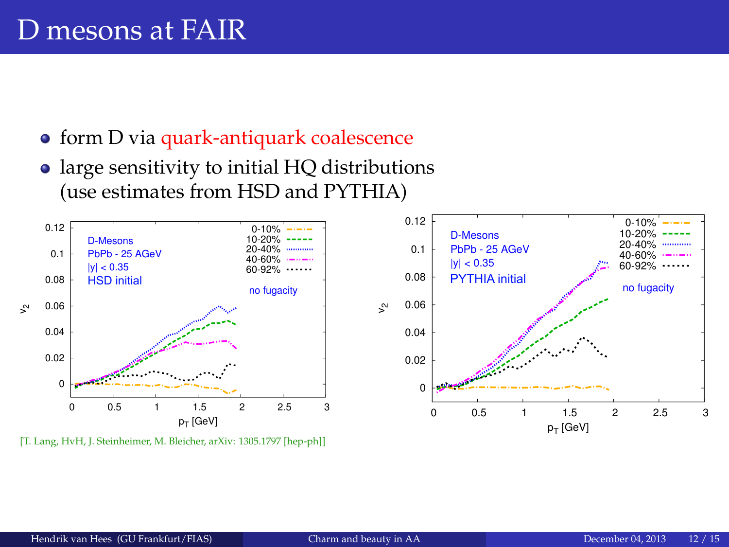# D mesons at FAIR

- form D via quark-antiquark coalescence
- large sensitivity to initial HQ distributions (use estimates from HSD and PYTHIA)

[T. Lang, HvH, J. Steinheimer, M. Bleicher, arXiv: 1305.1797 [hep-ph]]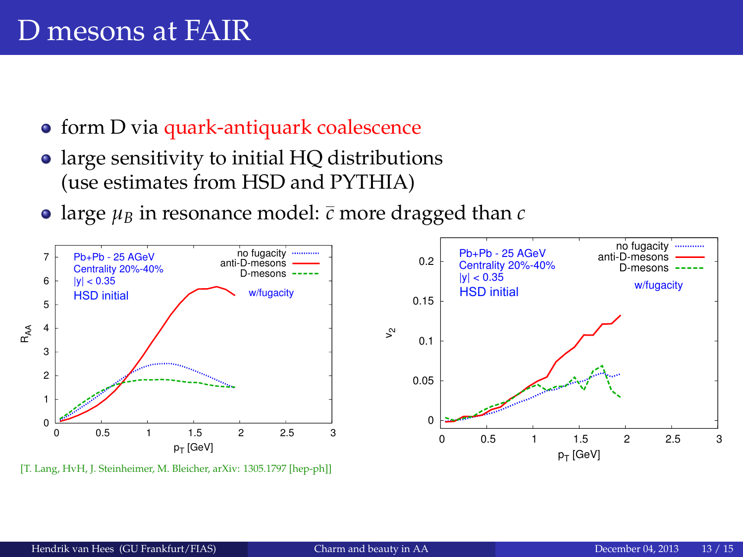# D mesons at FAIR

- form D via quark-antiquark coalescence
- large sensitivity to initial HQ distributions (use estimates from HSD and PYTHIA)
- large $\mu_B$ in resonance model: $\bar{c}$ more dragged than $c$

[T. Lang, HvH, J. Steinheimer, M. Bleicher, arXiv: 1305.1797 [hep-ph]]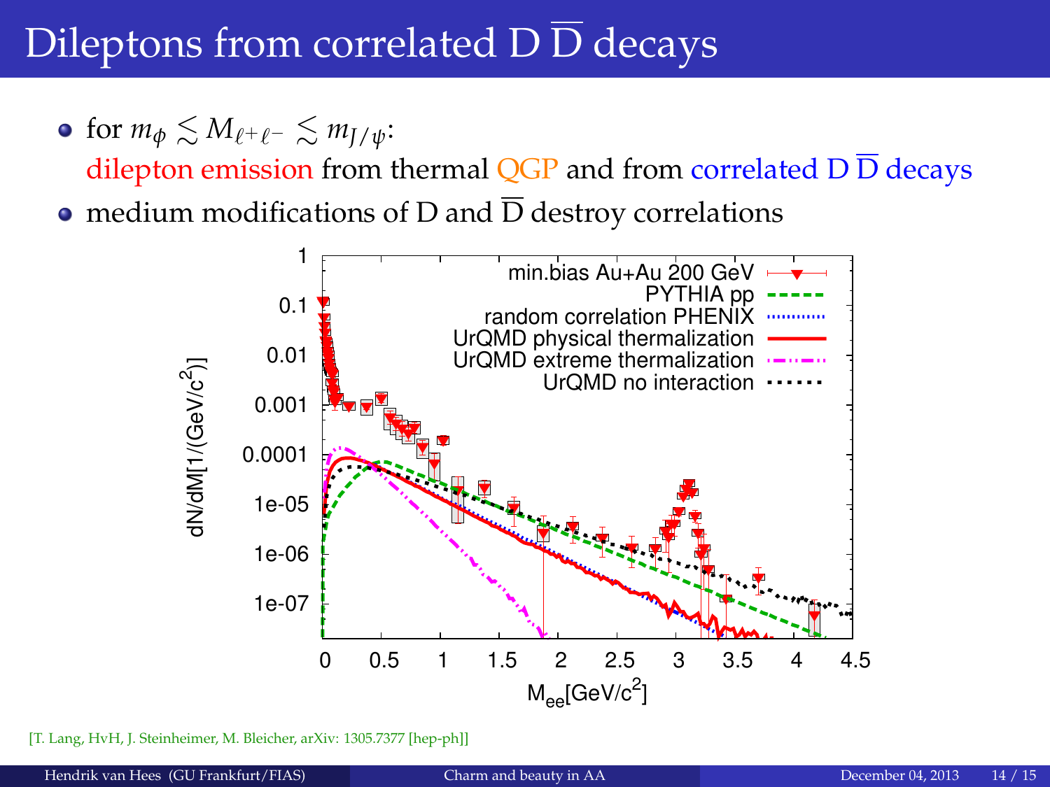# Dileptons from correlated D $\overline{\text{D}}$ decays

- for $m_\phi \lesssim M_{\ell^+\ell^-} \lesssim m_{J/\psi}$:
  dilepton emission from thermal QGP and from correlated D $\overline{\text{D}}$ decays
- medium modifications of D and $\overline{\text{D}}$ destroy correlations

[T. Lang, HvH, J. Steinheimer, M. Bleicher, arXiv: 1305.7377 [hep-ph]]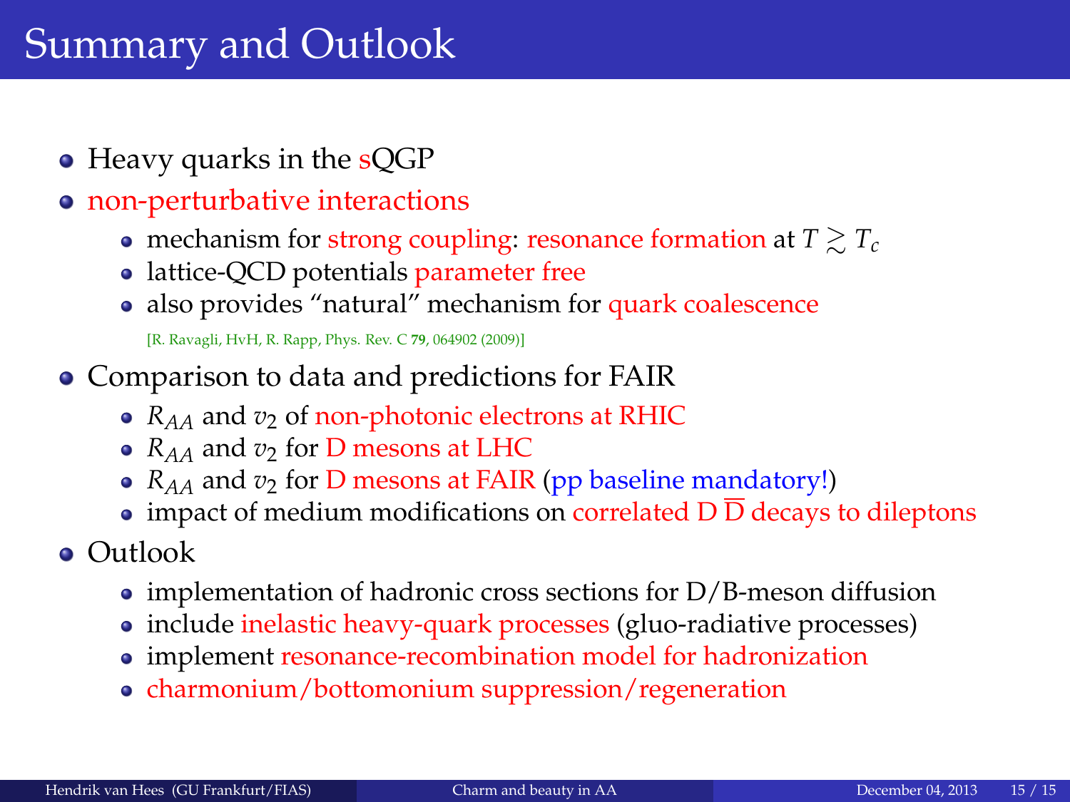# Summary and Outlook

- Heavy quarks in the sQGP
- non-perturbative interactions
  - mechanism for strong coupling: resonance formation at $T \gtrsim T_c$
  - lattice-QCD potentials parameter free
  - also provides "natural" mechanism for quark coalescence

    [R. Ravagli, HvH, R. Rapp, Phys. Rev. C **79**, 064902 (2009)]
- Comparison to data and predictions for FAIR
  - $R_{AA}$ and $v_2$ of non-photonic electrons at RHIC
  - $R_{AA}$ and $v_2$ for D mesons at LHC
  - $R_{AA}$ and $v_2$ for D mesons at FAIR (pp baseline mandatory!)
  - impact of medium modifications on correlated D $\overline{\text{D}}$ decays to dileptons
- Outlook
  - implementation of hadronic cross sections for D/B-meson diffusion
  - include inelastic heavy-quark processes (gluo-radiative processes)
  - implement resonance-recombination model for hadronization
  - charmonium/bottomonium suppression/regeneration